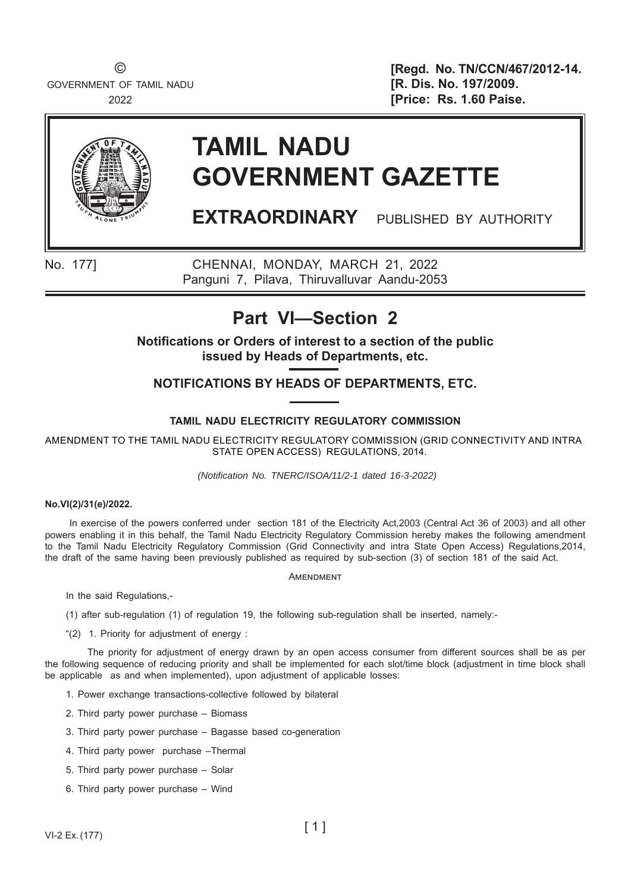©
GOVERNMENT OF TAMIL NADU
2022

**[Regd. No. TN/CCN/467/2012-14.**
**[R. Dis. No. 197/2009.**
**[Price: Rs. 1.60 Paise.**

# TAMIL NADU GOVERNMENT GAZETTE

**EXTRAORDINARY** PUBLISHED BY AUTHORITY

No. 177] CHENNAI, MONDAY, MARCH 21, 2022
Panguni 7, Pilava, Thiruvalluvar Aandu-2053

## Part VI—Section 2

**Notifications or Orders of interest to a section of the public issued by Heads of Departments, etc.**

### NOTIFICATIONS BY HEADS OF DEPARTMENTS, ETC.

**TAMIL NADU ELECTRICITY REGULATORY COMMISSION**

AMENDMENT TO THE TAMIL NADU ELECTRICITY REGULATORY COMMISSION (GRID CONNECTIVITY AND INTRA STATE OPEN ACCESS) REGULATIONS, 2014.

*(Notification No. TNERC/ISOA/11/2-1 dated 16-3-2022)*

**No.VI(2)/31(e)/2022.**

In exercise of the powers conferred under section 181 of the Electricity Act,2003 (Central Act 36 of 2003) and all other powers enabling it in this behalf, the Tamil Nadu Electricity Regulatory Commission hereby makes the following amendment to the Tamil Nadu Electricity Regulatory Commission (Grid Connectivity and intra State Open Access) Regulations,2014, the draft of the same having been previously published as required by sub-section (3) of section 181 of the said Act.

AMENDMENT

In the said Regulations,-

(1) after sub-regulation (1) of regulation 19, the following sub-regulation shall be inserted, namely:-

"(2) 1. Priority for adjustment of energy :

The priority for adjustment of energy drawn by an open access consumer from different sources shall be as per the following sequence of reducing priority and shall be implemented for each slot/time block (adjustment in time block shall be applicable as and when implemented), upon adjustment of applicable losses:

1. Power exchange transactions-collective followed by bilateral
2. Third party power purchase – Biomass
3. Third party power purchase – Bagasse based co-generation
4. Third party power purchase –Thermal
5. Third party power purchase – Solar
6. Third party power purchase – Wind

VI-2 Ex. (177)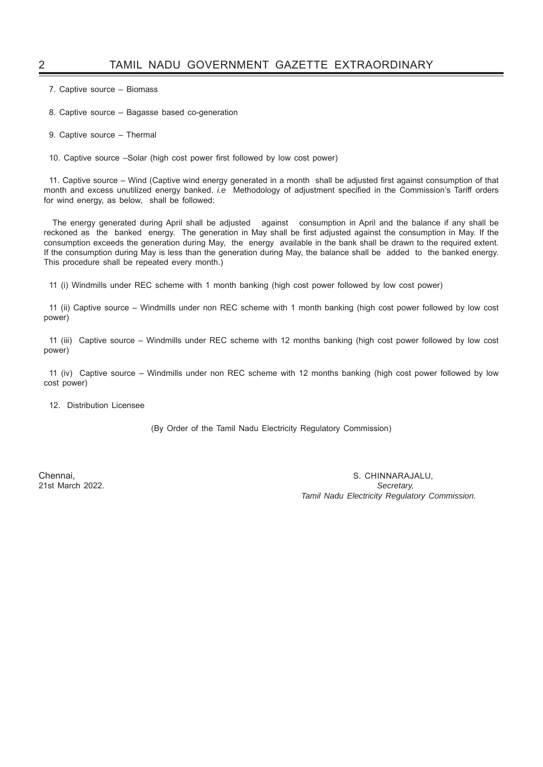7. Captive source – Biomass

8. Captive source – Bagasse based co-generation

9. Captive source – Thermal

10. Captive source –Solar (high cost power first followed by low cost power)

11. Captive source – Wind (Captive wind energy generated in a month shall be adjusted first against consumption of that month and excess unutilized energy banked. *i.e* Methodology of adjustment specified in the Commission's Tariff orders for wind energy, as below, shall be followed:

The energy generated during April shall be adjusted against consumption in April and the balance if any shall be reckoned as the banked energy. The generation in May shall be first adjusted against the consumption in May. If the consumption exceeds the generation during May, the energy available in the bank shall be drawn to the required extent. If the consumption during May is less than the generation during May, the balance shall be added to the banked energy. This procedure shall be repeated every month.)

11 (i) Windmills under REC scheme with 1 month banking (high cost power followed by low cost power)

11 (ii) Captive source – Windmills under non REC scheme with 1 month banking (high cost power followed by low cost power)

11 (iii) Captive source – Windmills under REC scheme with 12 months banking (high cost power followed by low cost power)

11 (iv) Captive source – Windmills under non REC scheme with 12 months banking (high cost power followed by low cost power)

12. Distribution Licensee

(By Order of the Tamil Nadu Electricity Regulatory Commission)

Chennai,
21st March 2022.

S. CHINNARAJALU,
*Secretary,*
*Tamil Nadu Electricity Regulatory Commission.*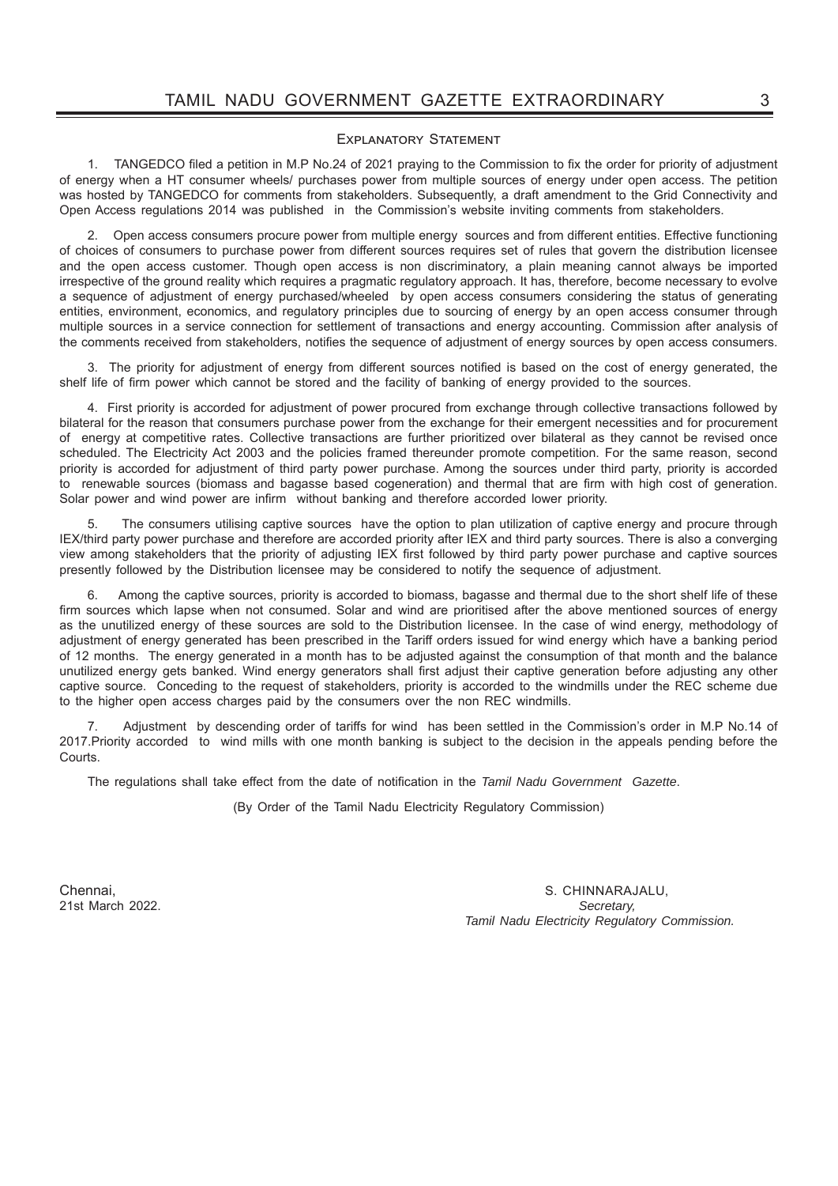## Explanatory Statement

1. TANGEDCO filed a petition in M.P No.24 of 2021 praying to the Commission to fix the order for priority of adjustment of energy when a HT consumer wheels/ purchases power from multiple sources of energy under open access. The petition was hosted by TANGEDCO for comments from stakeholders. Subsequently, a draft amendment to the Grid Connectivity and Open Access regulations 2014 was published in the Commission's website inviting comments from stakeholders.

2. Open access consumers procure power from multiple energy sources and from different entities. Effective functioning of choices of consumers to purchase power from different sources requires set of rules that govern the distribution licensee and the open access customer. Though open access is non discriminatory, a plain meaning cannot always be imported irrespective of the ground reality which requires a pragmatic regulatory approach. It has, therefore, become necessary to evolve a sequence of adjustment of energy purchased/wheeled by open access consumers considering the status of generating entities, environment, economics, and regulatory principles due to sourcing of energy by an open access consumer through multiple sources in a service connection for settlement of transactions and energy accounting. Commission after analysis of the comments received from stakeholders, notifies the sequence of adjustment of energy sources by open access consumers.

3. The priority for adjustment of energy from different sources notified is based on the cost of energy generated, the shelf life of firm power which cannot be stored and the facility of banking of energy provided to the sources.

4. First priority is accorded for adjustment of power procured from exchange through collective transactions followed by bilateral for the reason that consumers purchase power from the exchange for their emergent necessities and for procurement of energy at competitive rates. Collective transactions are further prioritized over bilateral as they cannot be revised once scheduled. The Electricity Act 2003 and the policies framed thereunder promote competition. For the same reason, second priority is accorded for adjustment of third party power purchase. Among the sources under third party, priority is accorded to renewable sources (biomass and bagasse based cogeneration) and thermal that are firm with high cost of generation. Solar power and wind power are infirm without banking and therefore accorded lower priority.

5. The consumers utilising captive sources have the option to plan utilization of captive energy and procure through IEX/third party power purchase and therefore are accorded priority after IEX and third party sources. There is also a converging view among stakeholders that the priority of adjusting IEX first followed by third party power purchase and captive sources presently followed by the Distribution licensee may be considered to notify the sequence of adjustment.

6. Among the captive sources, priority is accorded to biomass, bagasse and thermal due to the short shelf life of these firm sources which lapse when not consumed. Solar and wind are prioritised after the above mentioned sources of energy as the unutilized energy of these sources are sold to the Distribution licensee. In the case of wind energy, methodology of adjustment of energy generated has been prescribed in the Tariff orders issued for wind energy which have a banking period of 12 months. The energy generated in a month has to be adjusted against the consumption of that month and the balance unutilized energy gets banked. Wind energy generators shall first adjust their captive generation before adjusting any other captive source. Conceding to the request of stakeholders, priority is accorded to the windmills under the REC scheme due to the higher open access charges paid by the consumers over the non REC windmills.

7. Adjustment by descending order of tariffs for wind has been settled in the Commission's order in M.P No.14 of 2017.Priority accorded to wind mills with one month banking is subject to the decision in the appeals pending before the Courts.

The regulations shall take effect from the date of notification in the *Tamil Nadu Government Gazette*.

(By Order of the Tamil Nadu Electricity Regulatory Commission)

Chennai,
21st March 2022.

S. CHINNARAJALU,
*Secretary,*
*Tamil Nadu Electricity Regulatory Commission.*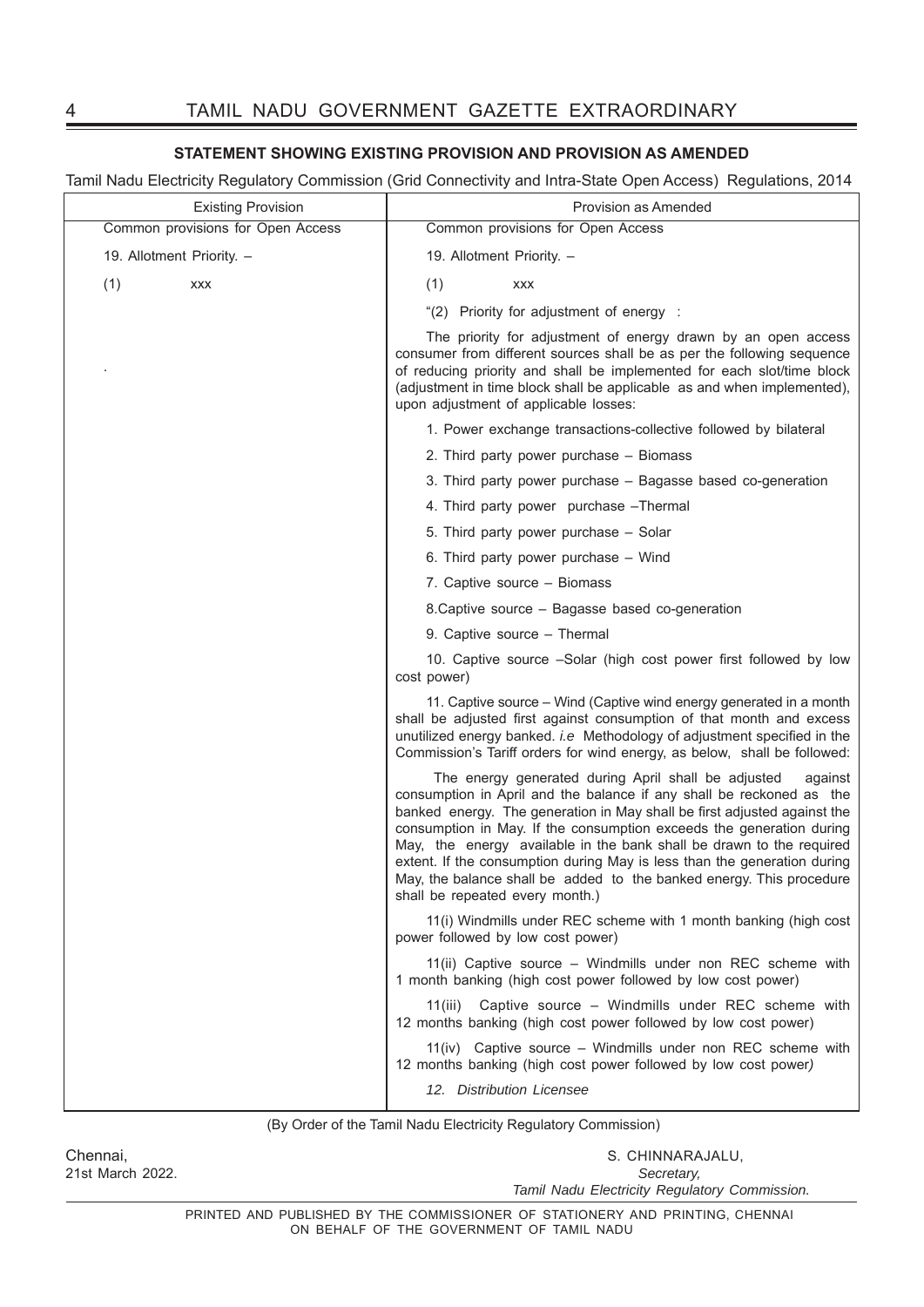## STATEMENT SHOWING EXISTING PROVISION AND PROVISION AS AMENDED

Tamil Nadu Electricity Regulatory Commission (Grid Connectivity and Intra-State Open Access) Regulations, 2014

| Existing Provision | Provision as Amended |
|---|---|
| Common provisions for Open Access | Common provisions for Open Access |
| 19. Allotment Priority. – | 19. Allotment Priority. – |
| (1) xxx | (1) xxx |
| | "(2) Priority for adjustment of energy : |
| . | The priority for adjustment of energy drawn by an open access consumer from different sources shall be as per the following sequence of reducing priority and shall be implemented for each slot/time block (adjustment in time block shall be applicable as and when implemented), upon adjustment of applicable losses: |
| | 1. Power exchange transactions-collective followed by bilateral |
| | 2. Third party power purchase – Biomass |
| | 3. Third party power purchase – Bagasse based co-generation |
| | 4. Third party power purchase –Thermal |
| | 5. Third party power purchase – Solar |
| | 6. Third party power purchase – Wind |
| | 7. Captive source – Biomass |
| | 8.Captive source – Bagasse based co-generation |
| | 9. Captive source – Thermal |
| | 10. Captive source –Solar (high cost power first followed by low cost power) |
| | 11. Captive source – Wind (Captive wind energy generated in a month shall be adjusted first against consumption of that month and excess unutilized energy banked. *i.e* Methodology of adjustment specified in the Commission's Tariff orders for wind energy, as below, shall be followed: |
| | The energy generated during April shall be adjusted against consumption in April and the balance if any shall be reckoned as the banked energy. The generation in May shall be first adjusted against the consumption in May. If the consumption exceeds the generation during May, the energy available in the bank shall be drawn to the required extent. If the consumption during May is less than the generation during May, the balance shall be added to the banked energy. This procedure shall be repeated every month.) |
| | 11(i) Windmills under REC scheme with 1 month banking (high cost power followed by low cost power) |
| | 11(ii) Captive source – Windmills under non REC scheme with 1 month banking (high cost power followed by low cost power) |
| | 11(iii) Captive source – Windmills under REC scheme with 12 months banking (high cost power followed by low cost power) |
| | 11(iv) Captive source – Windmills under non REC scheme with 12 months banking (high cost power followed by low cost power*)* |
| | *12. Distribution Licensee* |

(By Order of the Tamil Nadu Electricity Regulatory Commission)

Chennai,
21st March 2022.

S. CHINNARAJALU,
*Secretary,*
*Tamil Nadu Electricity Regulatory Commission.*

PRINTED AND PUBLISHED BY THE COMMISSIONER OF STATIONERY AND PRINTING, CHENNAI ON BEHALF OF THE GOVERNMENT OF TAMIL NADU